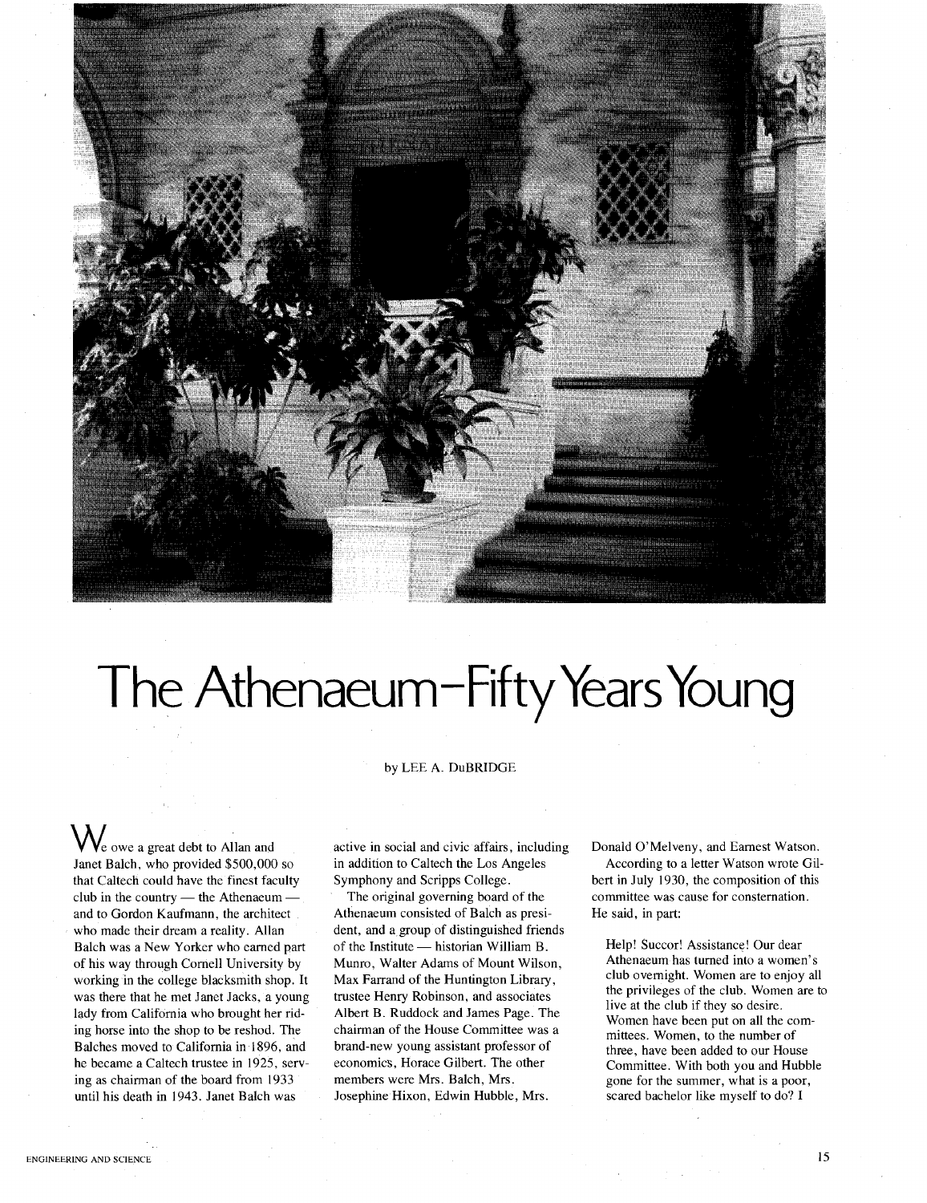# The Athenaeum–Fifty Years Young

by LEE A. DuBRIDGE

We owe a great debt to Allan and Janet Balch, who provided $500,000 so that Caltech could have the finest faculty club in the country — the Athenaeum — and to Gordon Kaufmann, the architect who made their dream a reality. Allan Balch was a New Yorker who earned part of his way through Cornell University by working in the college blacksmith shop. It was there that he met Janet Jacks, a young lady from California who brought her riding horse into the shop to be reshod. The Balches moved to California in 1896, and he became a Caltech trustee in 1925, serving as chairman of the board from 1933 until his death in 1943. Janet Balch was active in social and civic affairs, including in addition to Caltech the Los Angeles Symphony and Scripps College.

The original governing board of the Athenaeum consisted of Balch as president, and a group of distinguished friends of the Institute — historian William B. Munro, Walter Adams of Mount Wilson, Max Farrand of the Huntington Library, trustee Henry Robinson, and associates Albert B. Ruddock and James Page. The chairman of the House Committee was a brand-new young assistant professor of economics, Horace Gilbert. The other members were Mrs. Balch, Mrs. Josephine Hixon, Edwin Hubble, Mrs. Donald O'Melveny, and Earnest Watson.

According to a letter Watson wrote Gilbert in July 1930, the composition of this committee was cause for consternation. He said, in part:

> Help! Succor! Assistance! Our dear Athenaeum has turned into a women's club overnight. Women are to enjoy all the privileges of the club. Women are to live at the club if they so desire. Women have been put on all the committees. Women, to the number of three, have been added to our House Committee. With both you and Hubble gone for the summer, what is a poor, scared bachelor like myself to do? I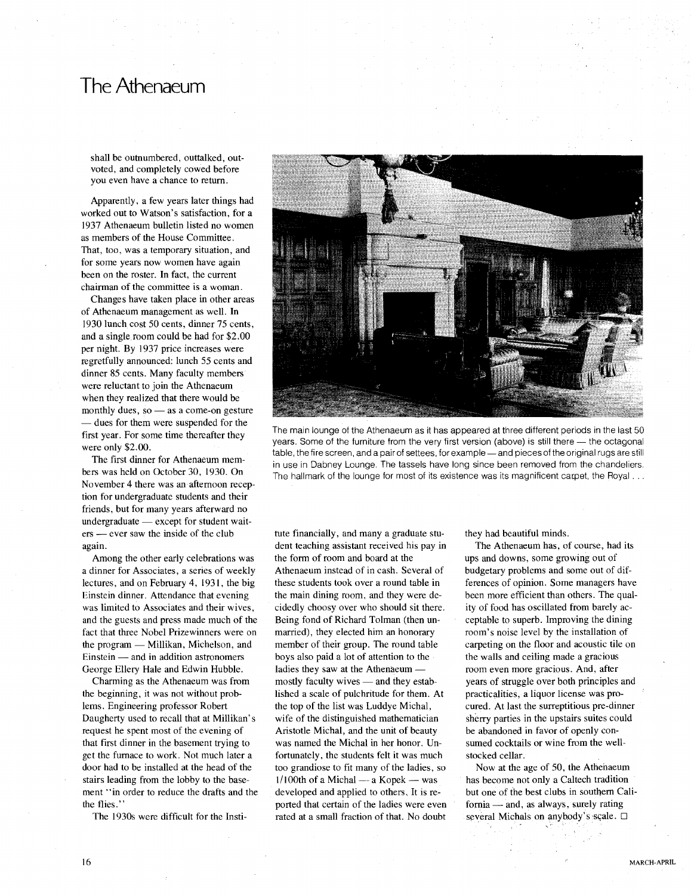shall be outnumbered, outtalked, outvoted, and completely cowed before you even have a chance to return.

Apparently, a few years later things had worked out to Watson's satisfaction, for a 1937 Athenaeum bulletin listed no women as members of the House Committee. That, too, was a temporary situation, and for some years now women have again been on the roster. In fact, the current chairman of the committee is a woman.

Changes have taken place in other areas of Athenaeum management as well. In 1930 lunch cost 50 cents, dinner 75 cents, and a single room could be had for $2.00 per night. By 1937 price increases were regretfully announced: lunch 55 cents and dinner 85 cents. Many faculty members were reluctant to join the Athenaeum when they realized that there would be monthly dues, so — as a come-on gesture — dues for them were suspended for the first year. For some time thereafter they were only $2.00.

The first dinner for Athenaeum members was held on October 30, 1930. On November 4 there was an afternoon reception for undergraduate students and their friends, but for many years afterward no undergraduate — except for student waiters — ever saw the inside of the club again.

Among the other early celebrations was a dinner for Associates, a series of weekly lectures, and on February 4, 1931, the big Einstein dinner. Attendance that evening was limited to Associates and their wives, and the guests and press made much of the fact that three Nobel Prizewinners were on the program — Millikan, Michelson, and Einstein — and in addition astronomers George Ellery Hale and Edwin Hubble.

Charming as the Athenaeum was from the beginning, it was not without problems. Engineering professor Robert Daugherty used to recall that at Millikan's request he spent most of the evening of that first dinner in the basement trying to get the furnace to work. Not much later a door had to be installed at the head of the stairs leading from the lobby to the basement "in order to reduce the drafts and the the flies."

The 1930s were difficult for the Institute financially, and many a graduate student teaching assistant received his pay in the form of room and board at the Athenaeum instead of in cash. Several of these students took over a round table in the main dining room, and they were decidedly choosy over who should sit there. Being fond of Richard Tolman (then unmarried), they elected him an honorary member of their group. The round table boys also paid a lot of attention to the ladies they saw at the Athenaeum — mostly faculty wives — and they established a scale of pulchritude for them. At the top of the list was Luddye Michal, wife of the distinguished mathematician Aristotle Michal, and the unit of beauty was named the Michal in her honor. Unfortunately, the students felt it was much too grandiose to fit many of the ladies, so 1/100th of a Michal — a Kopek — was developed and applied to others. It is reported that certain of the ladies were even rated at a small fraction of that. No doubt they had beautiful minds.

The Athenaeum has, of course, had its ups and downs, some growing out of budgetary problems and some out of differences of opinion. Some managers have been more efficient than others. The quality of food has oscillated from barely acceptable to superb. Improving the dining room's noise level by the installation of carpeting on the floor and acoustic tile on the walls and ceiling made a gracious room even more gracious. And, after years of struggle over both principles and practicalities, a liquor license was procured. At last the surreptitious pre-dinner sherry parties in the upstairs suites could be abandoned in favor of openly consumed cocktails or wine from the well-stocked cellar.

Now at the age of 50, the Athenaeum has become not only a Caltech tradition but one of the best clubs in southern California — and, as always, surely rating several Michals on anybody's scale. □

The main lounge of the Athenaeum as it has appeared at three different periods in the last 50 years. Some of the furniture from the very first version (above) is still there — the octagonal table, the fire screen, and a pair of settees, for example — and pieces of the original rugs are still in use in Dabney Lounge. The tassels have long since been removed from the chandeliers. The hallmark of the lounge for most of its existence was its magnificent carpet, the Royal . . .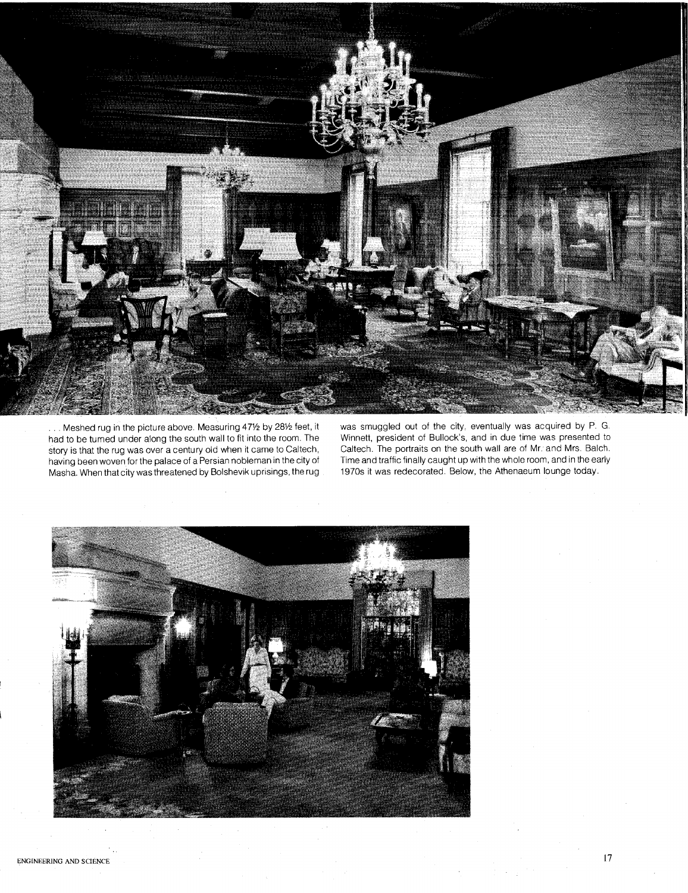. . . Meshed rug in the picture above. Measuring 47½ by 28½ feet, it had to be turned under along the south wall to fit into the room. The story is that the rug was over a century old when it came to Caltech, having been woven for the palace of a Persian nobleman in the city of Masha. When that city was threatened by Bolshevik uprisings, the rug was smuggled out of the city, eventually was acquired by P. G. Winnett, president of Bullock's, and in due time was presented to Caltech. The portraits on the south wall are of Mr. and Mrs. Balch. Time and traffic finally caught up with the whole room, and in the early 1970s it was redecorated. Below, the Athenaeum lounge today.